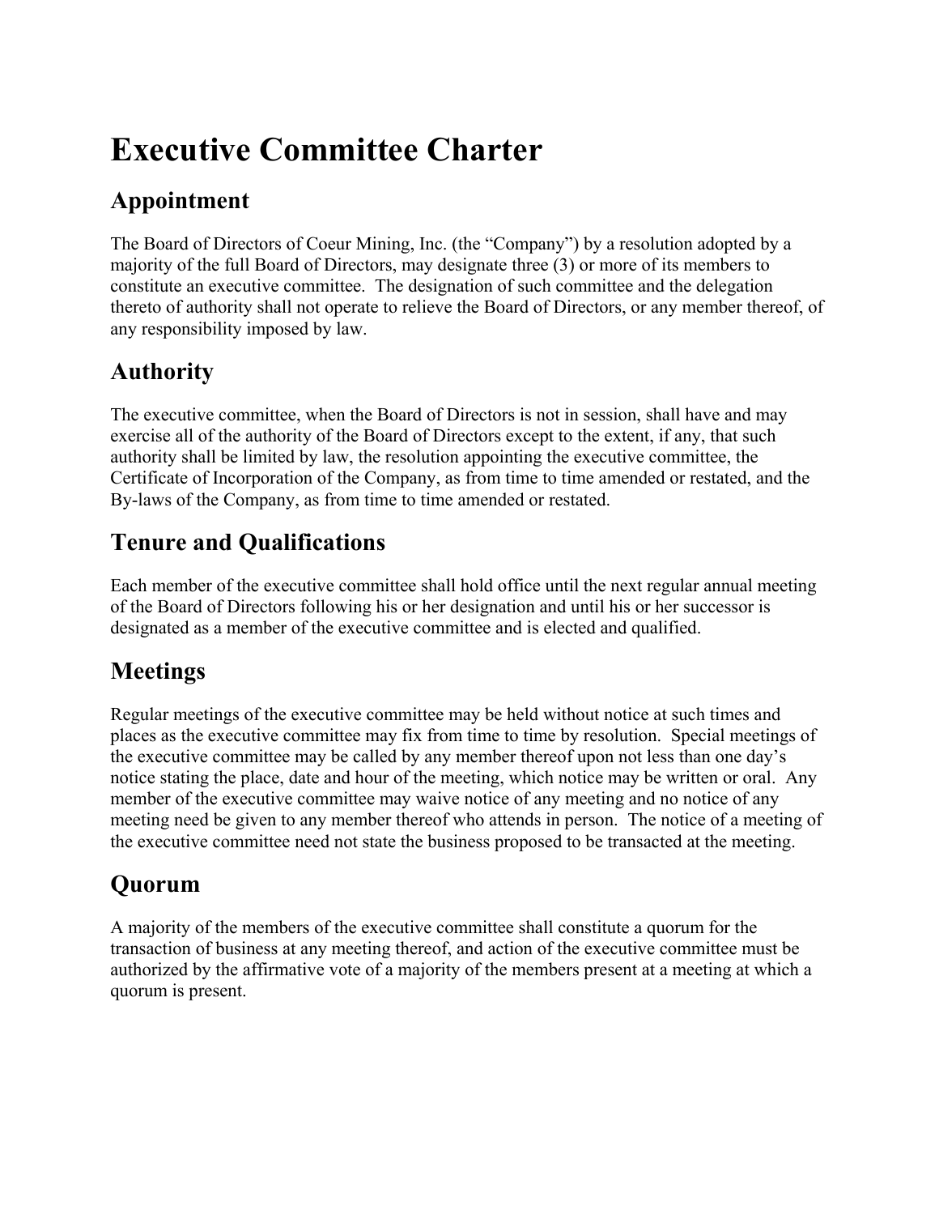# Executive Committee Charter

## Appointment

The Board of Directors of Coeur Mining, Inc. (the "Company") by a resolution adopted by a majority of the full Board of Directors, may designate three (3) or more of its members to constitute an executive committee. The designation of such committee and the delegation thereto of authority shall not operate to relieve the Board of Directors, or any member thereof, of any responsibility imposed by law.

## Authority

The executive committee, when the Board of Directors is not in session, shall have and may exercise all of the authority of the Board of Directors except to the extent, if any, that such authority shall be limited by law, the resolution appointing the executive committee, the Certificate of Incorporation of the Company, as from time to time amended or restated, and the By-laws of the Company, as from time to time amended or restated.

## Tenure and Qualifications

Each member of the executive committee shall hold office until the next regular annual meeting of the Board of Directors following his or her designation and until his or her successor is designated as a member of the executive committee and is elected and qualified.

## Meetings

Regular meetings of the executive committee may be held without notice at such times and places as the executive committee may fix from time to time by resolution. Special meetings of the executive committee may be called by any member thereof upon not less than one day's notice stating the place, date and hour of the meeting, which notice may be written or oral. Any member of the executive committee may waive notice of any meeting and no notice of any meeting need be given to any member thereof who attends in person. The notice of a meeting of the executive committee need not state the business proposed to be transacted at the meeting.

## Quorum

A majority of the members of the executive committee shall constitute a quorum for the transaction of business at any meeting thereof, and action of the executive committee must be authorized by the affirmative vote of a majority of the members present at a meeting at which a quorum is present.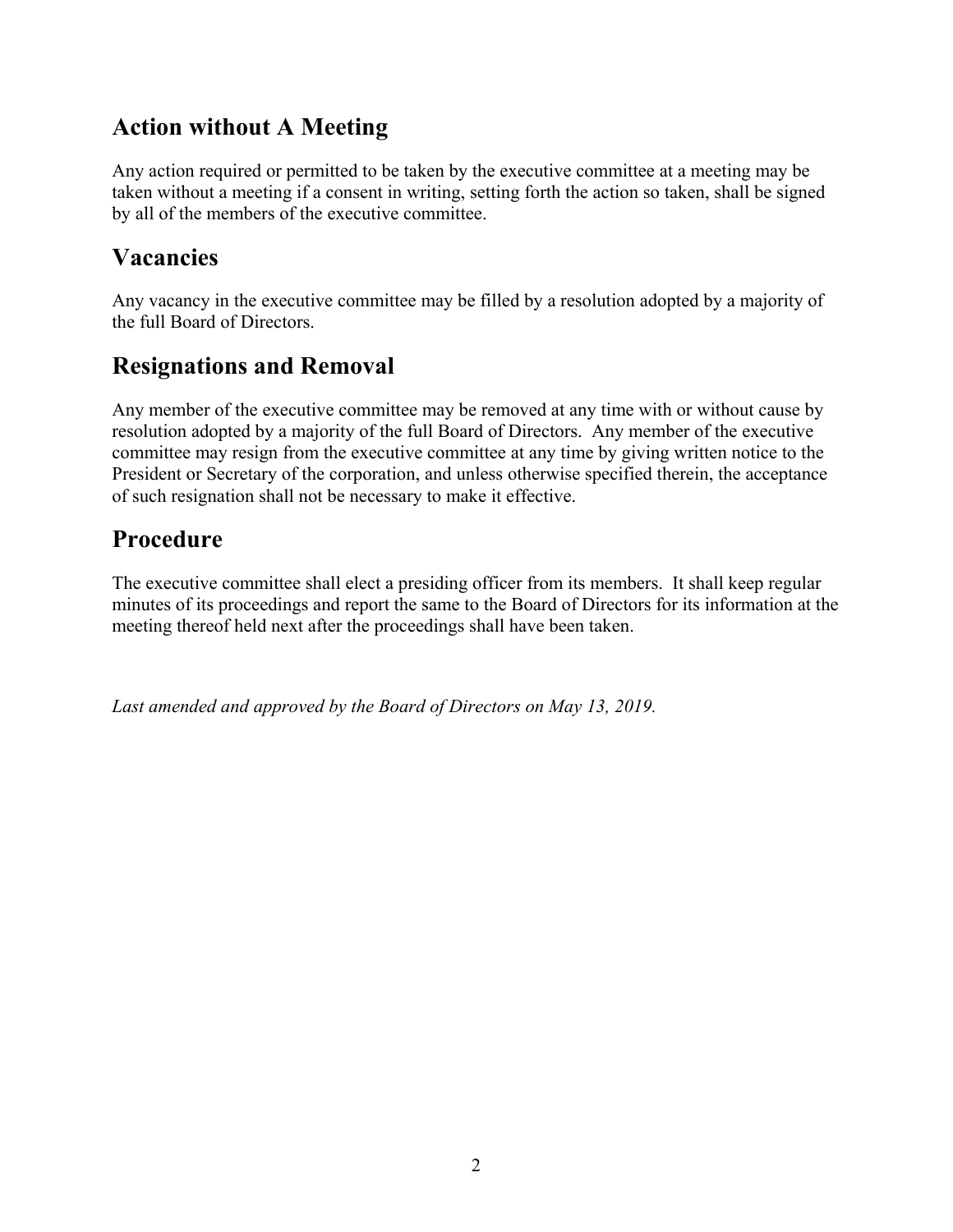## Action without A Meeting

Any action required or permitted to be taken by the executive committee at a meeting may be taken without a meeting if a consent in writing, setting forth the action so taken, shall be signed by all of the members of the executive committee.

## Vacancies

Any vacancy in the executive committee may be filled by a resolution adopted by a majority of the full Board of Directors.

## Resignations and Removal

Any member of the executive committee may be removed at any time with or without cause by resolution adopted by a majority of the full Board of Directors. Any member of the executive committee may resign from the executive committee at any time by giving written notice to the President or Secretary of the corporation, and unless otherwise specified therein, the acceptance of such resignation shall not be necessary to make it effective.

## Procedure

The executive committee shall elect a presiding officer from its members. It shall keep regular minutes of its proceedings and report the same to the Board of Directors for its information at the meeting thereof held next after the proceedings shall have been taken.

*Last amended and approved by the Board of Directors on May 13, 2019.*